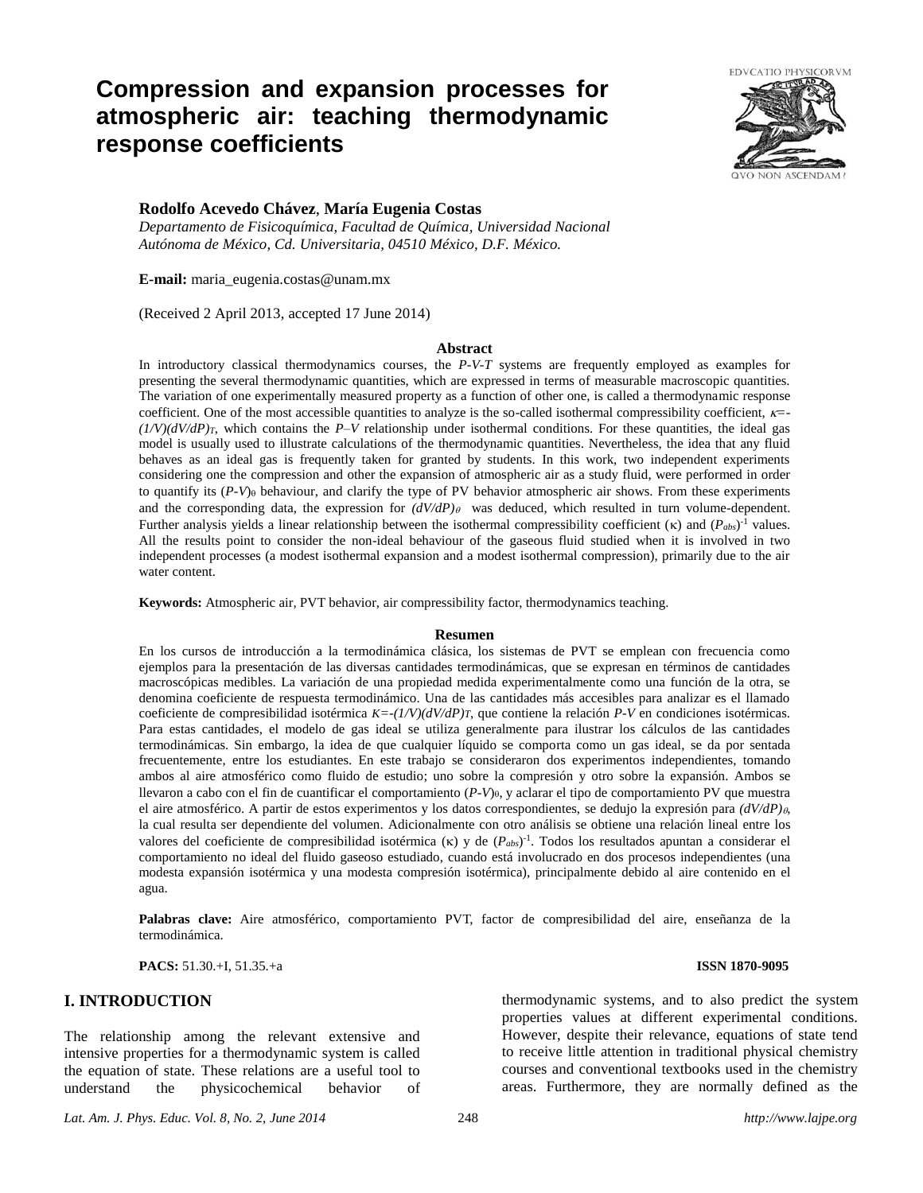# Compression and expansion processes for atmospheric air: teaching thermodynamic response coefficients

**Rodolfo Acevedo Chávez**, **María Eugenia Costas**

*Departamento de Fisicoquímica, Facultad de Química, Universidad Nacional Autónoma de México, Cd. Universitaria, 04510 México, D.F. México.*

**E-mail:** maria_eugenia.costas@unam.mx

(Received 2 April 2013, accepted 17 June 2014)

## Abstract

In introductory classical thermodynamics courses, the *P-V-T* systems are frequently employed as examples for presenting the several thermodynamic quantities, which are expressed in terms of measurable macroscopic quantities. The variation of one experimentally measured property as a function of other one, is called a thermodynamic response coefficient. One of the most accessible quantities to analyze is the so-called isothermal compressibility coefficient, $\kappa=-(1/V)(dV/dP)_T$, which contains the *P–V* relationship under isothermal conditions. For these quantities, the ideal gas model is usually used to illustrate calculations of the thermodynamic quantities. Nevertheless, the idea that any fluid behaves as an ideal gas is frequently taken for granted by students. In this work, two independent experiments considering one the compression and other the expansion of atmospheric air as a study fluid, were performed in order to quantify its $(P\text{-}V)_\theta$ behaviour, and clarify the type of PV behavior atmospheric air shows. From these experiments and the corresponding data, the expression for $(dV/dP)_\theta$ was deduced, which resulted in turn volume-dependent. Further analysis yields a linear relationship between the isothermal compressibility coefficient ($\kappa$) and $(P_{abs})^{-1}$ values. All the results point to consider the non-ideal behaviour of the gaseous fluid studied when it is involved in two independent processes (a modest isothermal expansion and a modest isothermal compression), primarily due to the air water content.

**Keywords:** Atmospheric air, PVT behavior, air compressibility factor, thermodynamics teaching.

## Resumen

En los cursos de introducción a la termodinámica clásica, los sistemas de PVT se emplean con frecuencia como ejemplos para la presentación de las diversas cantidades termodinámicas, que se expresan en términos de cantidades macroscópicas medibles. La variación de una propiedad medida experimentalmente como una función de la otra, se denomina coeficiente de respuesta termodinámica. Una de las cantidades más accesibles para analizar es el llamado coeficiente de compresibilidad isotérmica $K=-(1/V)(dV/dP)_T$, que contiene la relación *P-V* en condiciones isotérmicas. Para estas cantidades, el modelo de gas ideal se utiliza generalmente para ilustrar los cálculos de las cantidades termodinámicas. Sin embargo, la idea de que cualquier líquido se comporta como un gas ideal, se da por sentada frecuentemente, entre los estudiantes. En este trabajo se consideraron dos experimentos independientes, tomando ambos al aire atmosférico como fluido de estudio; uno sobre la compresión y otro sobre la expansión. Ambos se llevaron a cabo con el fin de cuantificar el comportamiento $(P\text{-}V)_\theta$, y aclarar el tipo de comportamiento PV que muestra el aire atmosférico. A partir de estos experimentos y los datos correspondientes, se dedujo la expresión para $(dV/dP)_\theta$, la cual resulta ser dependiente del volumen. Adicionalmente con otro análisis se obtiene una relación lineal entre los valores del coeficiente de compresibilidad isotérmica ($\kappa$) y de $(P_{abs})^{-1}$. Todos los resultados apuntan a considerar el comportamiento no ideal del fluido gaseoso estudiado, cuando está involucrado en dos procesos independientes (una modesta expansión isotérmica y una modesta compresión isotérmica), principalmente debido al aire contenido en el agua.

**Palabras clave:** Aire atmosférico, comportamiento PVT, factor de compresibilidad del aire, enseñanza de la termodinámica.

**PACS:** 51.30.+I, 51.35.+a **ISSN 1870-9095**

## I. INTRODUCTION

The relationship among the relevant extensive and intensive properties for a thermodynamic system is called the equation of state. These relations are a useful tool to understand the physicochemical behavior of thermodynamic systems, and to also predict the system properties values at different experimental conditions. However, despite their relevance, equations of state tend to receive little attention in traditional physical chemistry courses and conventional textbooks used in the chemistry areas. Furthermore, they are normally defined as the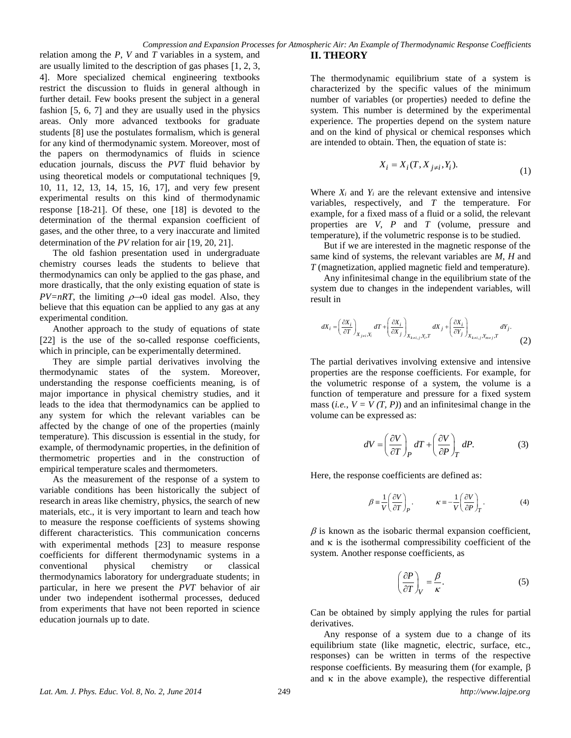relation among the *P*, *V* and *T* variables in a system, and are usually limited to the description of gas phases [1, 2, 3, 4]. More specialized chemical engineering textbooks restrict the discussion to fluids in general although in further detail. Few books present the subject in a general fashion [5, 6, 7] and they are usually used in the physics areas. Only more advanced textbooks for graduate students [8] use the postulates formalism, which is general for any kind of thermodynamic system. Moreover, most of the papers on thermodynamics of fluids in science education journals, discuss the *PVT* fluid behavior by using theoretical models or computational techniques [9, 10, 11, 12, 13, 14, 15, 16, 17], and very few present experimental results on this kind of thermodynamic response [18-21]. Of these, one [18] is devoted to the determination of the thermal expansion coefficient of gases, and the other three, to a very inaccurate and limited determination of the *PV* relation for air [19, 20, 21].

The old fashion presentation used in undergraduate chemistry courses leads the students to believe that thermodynamics can only be applied to the gas phase, and more drastically, that the only existing equation of state is $PV=nRT$, the limiting $\rho\to 0$ ideal gas model. Also, they believe that this equation can be applied to any gas at any experimental condition.

Another approach to the study of equations of state [22] is the use of the so-called response coefficients, which in principle, can be experimentally determined.

They are simple partial derivatives involving the thermodynamic states of the system. Moreover, understanding the response coefficients meaning, is of major importance in physical chemistry studies, and it leads to the idea that thermodynamics can be applied to any system for which the relevant variables can be affected by the change of one of the properties (mainly temperature). This discussion is essential in the study, for example, of thermodynamic properties, in the definition of thermometric properties and in the construction of empirical temperature scales and thermometers.

As the measurement of the response of a system to variable conditions has been historically the subject of research in areas like chemistry, physics, the search of new materials, etc., it is very important to learn and teach how to measure the response coefficients of systems showing different characteristics. This communication concerns with experimental methods [23] to measure response coefficients for different thermodynamic systems in a conventional physical chemistry or classical thermodynamics laboratory for undergraduate students; in particular, in here we present the *PVT* behavior of air under two independent isothermal processes, deduced from experiments that have not been reported in science education journals up to date.

## II. THEORY

The thermodynamic equilibrium state of a system is characterized by the specific values of the minimum number of variables (or properties) needed to define the system. This number is determined by the experimental experience. The properties depend on the system nature and on the kind of physical or chemical responses which are intended to obtain. Then, the equation of state is:

$$X_i = X_i(T, X_{j\neq i}, Y_i). \tag{1}$$

Where $X_i$ and $Y_i$ are the relevant extensive and intensive variables, respectively, and $T$ the temperature. For example, for a fixed mass of a fluid or a solid, the relevant properties are $V$, $P$ and $T$ (volume, pressure and temperature), if the volumetric response is to be studied.

But if we are interested in the magnetic response of the same kind of systems, the relevant variables are $M$, $H$ and $T$ (magnetization, applied magnetic field and temperature).

Any infinitesimal change in the equilibrium state of the system due to changes in the independent variables, will result in

$$dX_i = \left(\frac{\partial X_i}{\partial T}\right)_{X_{j\neq i},Y_i} dT + \left(\frac{\partial X_i}{\partial X_j}\right)_{X_{k\neq i,j},Y_i,T} dX_j + \left(\frac{\partial X_i}{\partial Y_j}\right)_{X_{k\neq i,j},Y_{m\neq j},T} dY_j. \tag{2}$$

The partial derivatives involving extensive and intensive properties are the response coefficients. For example, for the volumetric response of a system, the volume is a function of temperature and pressure for a fixed system mass (*i.e.*, $V = V(T, P)$) and an infinitesimal change in the volume can be expressed as:

$$dV = \left(\frac{\partial V}{\partial T}\right)_P dT + \left(\frac{\partial V}{\partial P}\right)_T dP. \tag{3}$$

Here, the response coefficients are defined as:

$$\beta \equiv \frac{1}{V}\left(\frac{\partial V}{\partial T}\right)_P. \qquad \kappa \equiv -\frac{1}{V}\left(\frac{\partial V}{\partial P}\right)_T. \tag{4}$$

$\beta$ is known as the isobaric thermal expansion coefficient, and $\kappa$ is the isothermal compressibility coefficient of the system. Another response coefficients, as

$$\left(\frac{\partial P}{\partial T}\right)_V = \frac{\beta}{\kappa}. \tag{5}$$

Can be obtained by simply applying the rules for partial derivatives.

Any response of a system due to a change of its equilibrium state (like magnetic, electric, surface, etc., responses) can be written in terms of the respective response coefficients. By measuring them (for example, $\beta$ and $\kappa$ in the above example), the respective differential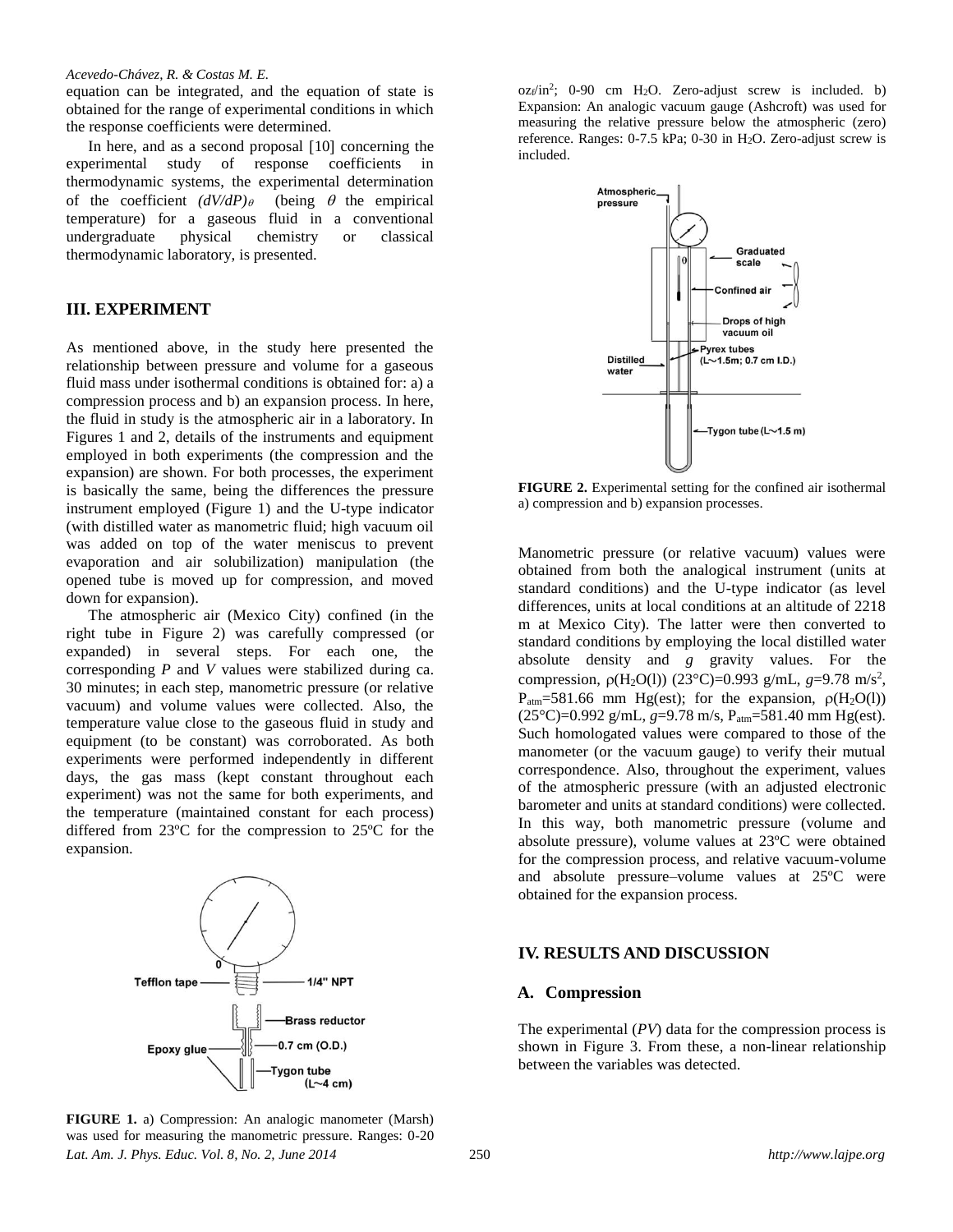equation can be integrated, and the equation of state is obtained for the range of experimental conditions in which the response coefficients were determined.

In here, and as a second proposal [10] concerning the experimental study of response coefficients in thermodynamic systems, the experimental determination of the coefficient $(dV/dP)_\theta$ (being $\theta$ the empirical temperature) for a gaseous fluid in a conventional undergraduate physical chemistry or classical thermodynamic laboratory, is presented.

## III. EXPERIMENT

As mentioned above, in the study here presented the relationship between pressure and volume for a gaseous fluid mass under isothermal conditions is obtained for: a) a compression process and b) an expansion process. In here, the fluid in study is the atmospheric air in a laboratory. In Figures 1 and 2, details of the instruments and equipment employed in both experiments (the compression and the expansion) are shown. For both processes, the experiment is basically the same, being the differences the pressure instrument employed (Figure 1) and the U-type indicator (with distilled water as manometric fluid; high vacuum oil was added on top of the water meniscus to prevent evaporation and air solubilization) manipulation (the opened tube is moved up for compression, and moved down for expansion).

The atmospheric air (Mexico City) confined (in the right tube in Figure 2) was carefully compressed (or expanded) in several steps. For each one, the corresponding *P* and *V* values were stabilized during ca. 30 minutes; in each step, manometric pressure (or relative vacuum) and volume values were collected. Also, the temperature value close to the gaseous fluid in study and equipment (to be constant) was corroborated. As both experiments were performed independently in different days, the gas mass (kept constant throughout each experiment) was not the same for both experiments, and the temperature (maintained constant for each process) differed from 23ºC for the compression to 25ºC for the expansion.

**FIGURE 1.** a) Compression: An analogic manometer (Marsh) was used for measuring the manometric pressure. Ranges: 0-20 $oz_f/in^2$; 0-90 cm $H_2O$. Zero-adjust screw is included. b) Expansion: An analogic vacuum gauge (Ashcroft) was used for measuring the relative pressure below the atmospheric (zero) reference. Ranges: 0-7.5 kPa; 0-30 in $H_2O$. Zero-adjust screw is included.

**FIGURE 2.** Experimental setting for the confined air isothermal a) compression and b) expansion processes.

Manometric pressure (or relative vacuum) values were obtained from both the analogical instrument (units at standard conditions) and the U-type indicator (as level differences, units at local conditions at an altitude of 2218 m at Mexico City). The latter were then converted to standard conditions by employing the local distilled water absolute density and *g* gravity values. For the compression, $\rho(H_2O(l))$ (23°C)=0.993 g/mL, $g$=9.78 m/s$^2$, $P_{atm}$=581.66 mm Hg(est); for the expansion, $\rho(H_2O(l))$ (25°C)=0.992 g/mL, $g$=9.78 m/s, $P_{atm}$=581.40 mm Hg(est). Such homologated values were compared to those of the manometer (or the vacuum gauge) to verify their mutual correspondence. Also, throughout the experiment, values of the atmospheric pressure (with an adjusted electronic barometer and units at standard conditions) were collected. In this way, both manometric pressure (volume and absolute pressure), volume values at 23ºC were obtained for the compression process, and relative vacuum-volume and absolute pressure–volume values at 25ºC were obtained for the expansion process.

## IV. RESULTS AND DISCUSSION

### A. Compression

The experimental (*PV*) data for the compression process is shown in Figure 3. From these, a non-linear relationship between the variables was detected.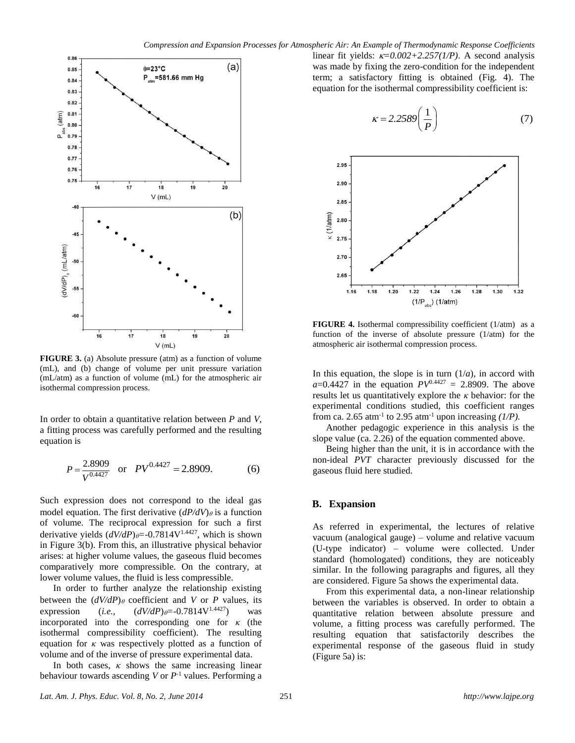**FIGURE 3.** (a) Absolute pressure (atm) as a function of volume (mL), and (b) change of volume per unit pressure variation (mL/atm) as a function of volume (mL) for the atmospheric air isothermal compression process.

In order to obtain a quantitative relation between *P* and *V*, a fitting process was carefully performed and the resulting equation is

$$P = \frac{2.8909}{V^{0.4427}} \quad \text{or} \quad PV^{0.4427} = 2.8909. \tag{6}$$

Such expression does not correspond to the ideal gas model equation. The first derivative $(dP/dV)_{\theta}$ is a function of volume. The reciprocal expression for such a first derivative yields $(dV/dP)_{\theta}=-0.7814V^{1.4427}$, which is shown in Figure 3(b). From this, an illustrative physical behavior arises: at higher volume values, the gaseous fluid becomes comparatively more compressible. On the contrary, at lower volume values, the fluid is less compressible.

In order to further analyze the relationship existing between the $(dV/dP)_{\theta}$ coefficient and *V* or *P* values, its expression (*i.e.*, $(dV/dP)_{\theta}=-0.7814V^{1.4427}$) was incorporated into the corresponding one for $\kappa$ (the isothermal compressibility coefficient). The resulting equation for $\kappa$ was respectively plotted as a function of volume and of the inverse of pressure experimental data.

In both cases, $\kappa$ shows the same increasing linear behaviour towards ascending *V* or $P^{-1}$ values. Performing a linear fit yields: $\kappa=0.002+2.257(1/P)$. A second analysis was made by fixing the zero-condition for the independent term; a satisfactory fitting is obtained (Fig. 4). The equation for the isothermal compressibility coefficient is:

$$\kappa = 2.2589\left(\frac{1}{P}\right) \tag{7}$$

**FIGURE 4.** Isothermal compressibility coefficient (1/atm) as a function of the inverse of absolute pressure (1/atm) for the atmospheric air isothermal compression process.

In this equation, the slope is in turn $(1/a)$, in accord with $a$=0.4427 in the equation $PV^{0.4427}$ = 2.8909. The above results let us quantitatively explore the $\kappa$ behavior: for the experimental conditions studied, this coefficient ranges from ca. 2.65 $atm^{-1}$ to 2.95 $atm^{-1}$ upon increasing *(1/P)*.

Another pedagogic experience in this analysis is the slope value (ca. 2.26) of the equation commented above.

Being higher than the unit, it is in accordance with the non-ideal *PVT* character previously discussed for the gaseous fluid here studied.

## B. Expansion

As referred in experimental, the lectures of relative vacuum (analogical gauge) – volume and relative vacuum (U-type indicator) – volume were collected. Under standard (homologated) conditions, they are noticeably similar. In the following paragraphs and figures, all they are considered. Figure 5a shows the experimental data.

From this experimental data, a non-linear relationship between the variables is observed. In order to obtain a quantitative relation between absolute pressure and volume, a fitting process was carefully performed. The resulting equation that satisfactorily describes the experimental response of the gaseous fluid in study (Figure 5a) is: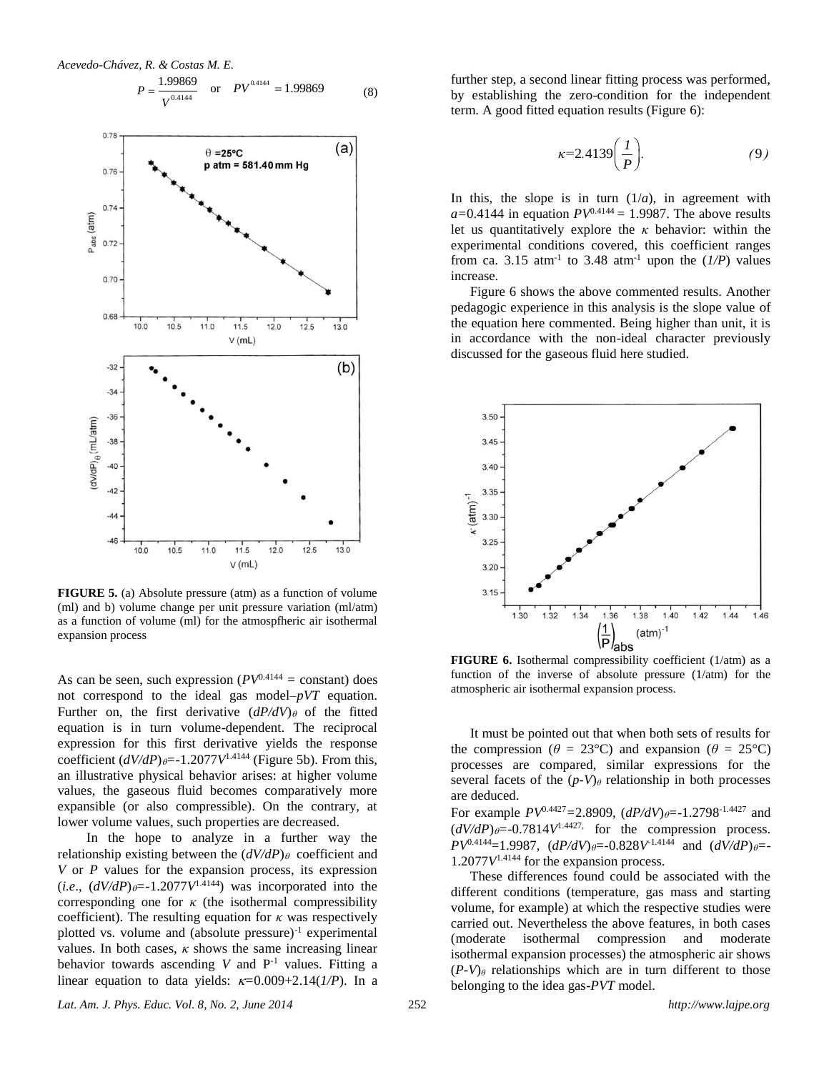$$P = \frac{1.99869}{V^{0.4144}} \quad \text{or} \quad PV^{0.4144} = 1.99869 \tag{8}$$

**FIGURE 5.** (a) Absolute pressure (atm) as a function of volume (ml) and b) volume change per unit pressure variation (ml/atm) as a function of volume (ml) for the atmospfheric air isothermal expansion process

As can be seen, such expression ($PV^{0.4144}$ = constant) does not correspond to the ideal gas model–*pVT* equation. Further on, the first derivative $(dP/dV)_\theta$ of the fitted equation is in turn volume-dependent. The reciprocal expression for this first derivative yields the response coefficient $(dV/dP)_\theta = -1.2077V^{1.4144}$ (Figure 5b). From this, an illustrative physical behavior arises: at higher volume values, the gaseous fluid becomes comparatively more expansible (or also compressible). On the contrary, at lower volume values, such properties are decreased.

In the hope to analyze in a further way the relationship existing between the $(dV/dP)_\theta$ coefficient and *V* or *P* values for the expansion process, its expression (*i.e*., $(dV/dP)_\theta = -1.2077V^{1.4144}$) was incorporated into the corresponding one for $\kappa$ (the isothermal compressibility coefficient). The resulting equation for $\kappa$ was respectively plotted vs. volume and (absolute pressure)$^{-1}$ experimental values. In both cases, $\kappa$ shows the same increasing linear behavior towards ascending *V* and $P^{-1}$ values. Fitting a linear equation to data yields: $\kappa = 0.009 + 2.14(1/P)$. In a further step, a second linear fitting process was performed, by establishing the zero-condition for the independent term. A good fitted equation results (Figure 6):

$$\kappa = 2.4139\left(\frac{1}{P}\right). \tag{9}$$

In this, the slope is in turn $(1/a)$, in agreement with $a = 0.4144$ in equation $PV^{0.4144} = 1.9987$. The above results let us quantitatively explore the $\kappa$ behavior: within the experimental conditions covered, this coefficient ranges from ca. 3.15 atm$^{-1}$ to 3.48 atm$^{-1}$ upon the $(1/P)$ values increase.

Figure 6 shows the above commented results. Another pedagogic experience in this analysis is the slope value of the equation here commented. Being higher than unit, it is in accordance with the non-ideal character previously discussed for the gaseous fluid here studied.

**FIGURE 6.** Isothermal compressibility coefficient (1/atm) as a function of the inverse of absolute pressure (1/atm) for the atmospheric air isothermal expansion process.

It must be pointed out that when both sets of results for the compression ($\theta$ = 23°C) and expansion ($\theta$ = 25°C) processes are compared, similar expressions for the several facets of the $(p\text{-}V)_\theta$ relationship in both processes are deduced.

For example $PV^{0.4427} = 2.8909$, $(dP/dV)_\theta = -1.2798^{-1.4427}$ and $(dV/dP)_\theta = -0.7814V^{1.4427,}$ for the compression process. $PV^{0.4144} = 1.9987$, $(dP/dV)_\theta = -0.828V^{-1.4144}$ and $(dV/dP)_\theta = -1.2077V^{1.4144}$ for the expansion process.

These differences found could be associated with the different conditions (temperature, gas mass and starting volume, for example) at which the respective studies were carried out. Nevertheless the above features, in both cases (moderate isothermal compression and moderate isothermal expansion processes) the atmospheric air shows $(P\text{-}V)_\theta$ relationships which are in turn different to those belonging to the idea gas-*PVT* model.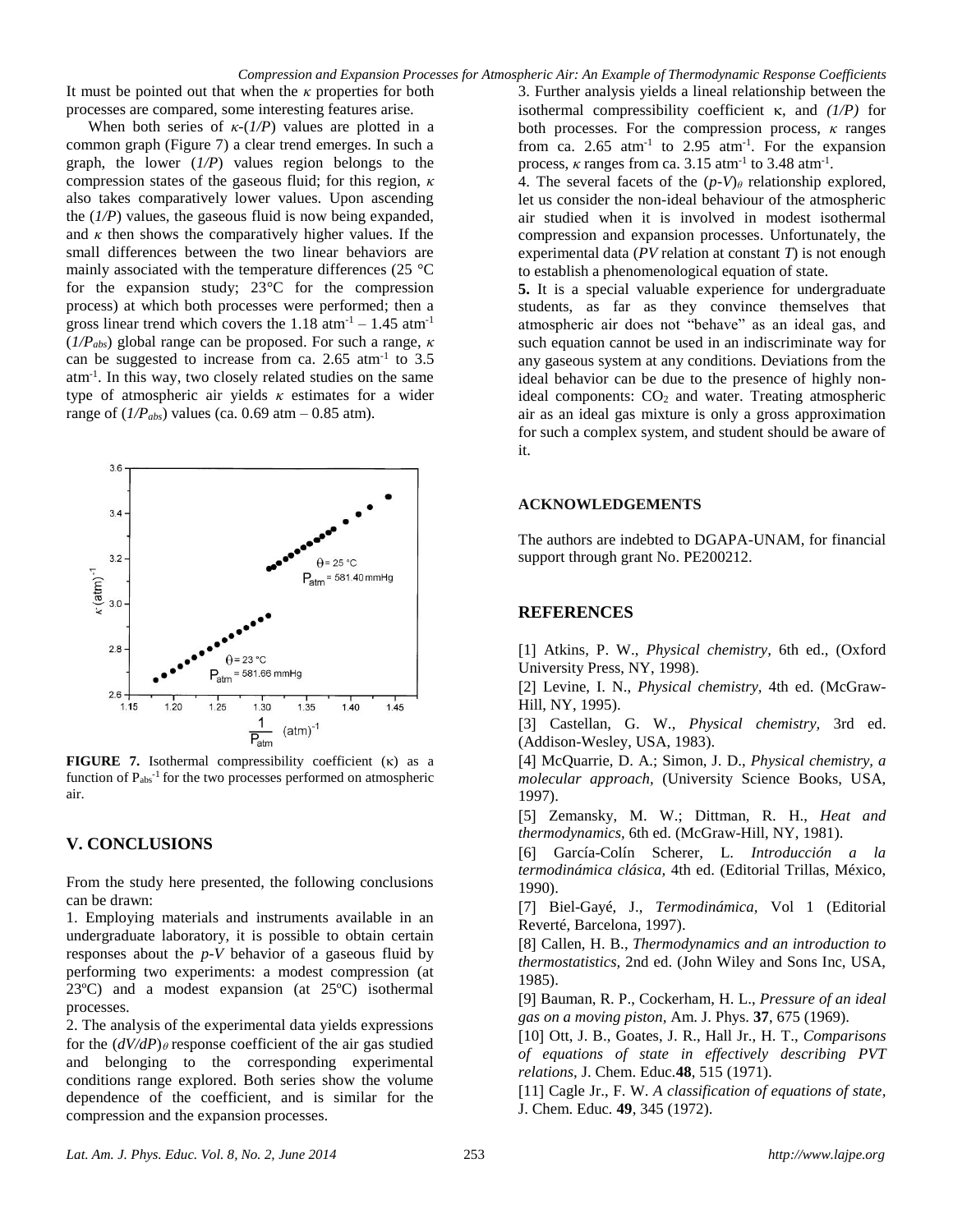It must be pointed out that when the $\kappa$ properties for both processes are compared, some interesting features arise.

When both series of $\kappa$-($1/P$) values are plotted in a common graph (Figure 7) a clear trend emerges. In such a graph, the lower ($1/P$) values region belongs to the compression states of the gaseous fluid; for this region, $\kappa$ also takes comparatively lower values. Upon ascending the ($1/P$) values, the gaseous fluid is now being expanded, and $\kappa$ then shows the comparatively higher values. If the small differences between the two linear behaviors are mainly associated with the temperature differences (25 °C for the expansion study; 23°C for the compression process) at which both processes were performed; then a gross linear trend which covers the 1.18 atm$^{-1}$ – 1.45 atm$^{-1}$ ($1/P_{abs}$) global range can be proposed. For such a range, $\kappa$ can be suggested to increase from ca. 2.65 atm$^{-1}$ to 3.5 atm$^{-1}$. In this way, two closely related studies on the same type of atmospheric air yields $\kappa$ estimates for a wider range of ($1/P_{abs}$) values (ca. 0.69 atm – 0.85 atm).

**FIGURE 7.** Isothermal compressibility coefficient ($\kappa$) as a function of $P_{abs}^{-1}$ for the two processes performed on atmospheric air.

## V. CONCLUSIONS

From the study here presented, the following conclusions can be drawn:

1. Employing materials and instruments available in an undergraduate laboratory, it is possible to obtain certain responses about the $p$-$V$ behavior of a gaseous fluid by performing two experiments: a modest compression (at 23ºC) and a modest expansion (at 25ºC) isothermal processes.
2. The analysis of the experimental data yields expressions for the $(dV/dP)_\theta$ response coefficient of the air gas studied and belonging to the corresponding experimental conditions range explored. Both series show the volume dependence of the coefficient, and is similar for the compression and the expansion processes.
3. Further analysis yields a lineal relationship between the isothermal compressibility coefficient $\kappa$, and ($1/P$) for both processes. For the compression process, $\kappa$ ranges from ca. 2.65 atm$^{-1}$ to 2.95 atm$^{-1}$. For the expansion process, $\kappa$ ranges from ca. 3.15 atm$^{-1}$ to 3.48 atm$^{-1}$.
4. The several facets of the $(p$-$V)_\theta$ relationship explored, let us consider the non-ideal behaviour of the atmospheric air studied when it is involved in modest isothermal compression and expansion processes. Unfortunately, the experimental data ($PV$ relation at constant $T$) is not enough to establish a phenomenological equation of state.
5. It is a special valuable experience for undergraduate students, as far as they convince themselves that atmospheric air does not "behave" as an ideal gas, and such equation cannot be used in an indiscriminate way for any gaseous system at any conditions. Deviations from the ideal behavior can be due to the presence of highly non-ideal components: $CO_2$ and water. Treating atmospheric air as an ideal gas mixture is only a gross approximation for such a complex system, and student should be aware of it.

## ACKNOWLEDGEMENTS

The authors are indebted to DGAPA-UNAM, for financial support through grant No. PE200212.

## REFERENCES

[1] Atkins, P. W., *Physical chemistry*, 6th ed., (Oxford University Press, NY, 1998).

[2] Levine, I. N., *Physical chemistry,* 4th ed. (McGraw-Hill, NY, 1995).

[3] Castellan, G. W., *Physical chemistry,* 3rd ed. (Addison-Wesley, USA, 1983).

[4] McQuarrie, D. A.; Simon, J. D., *Physical chemistry, a molecular approach*, (University Science Books, USA, 1997).

[5] Zemansky, M. W.; Dittman, R. H., *Heat and thermodynamics,* 6th ed. (McGraw-Hill, NY, 1981).

[6] García-Colín Scherer, L. *Introducción a la termodinámica clásica,* 4th ed. (Editorial Trillas, México, 1990).

[7] Biel-Gayé, J., *Termodinámica,* Vol 1 (Editorial Reverté, Barcelona, 1997).

[8] Callen, H. B., *Thermodynamics and an introduction to thermostatistics,* 2nd ed. (John Wiley and Sons Inc, USA, 1985).

[9] Bauman, R. P., Cockerham, H. L., *Pressure of an ideal gas on a moving piston,* Am. J. Phys. **37**, 675 (1969).

[10] Ott, J. B., Goates, J. R., Hall Jr., H. T., *Comparisons of equations of state in effectively describing PVT relations,* J. Chem. Educ.**48**, 515 (1971).

[11] Cagle Jr., F. W. *A classification of equations of state,* J. Chem. Educ. **49**, 345 (1972).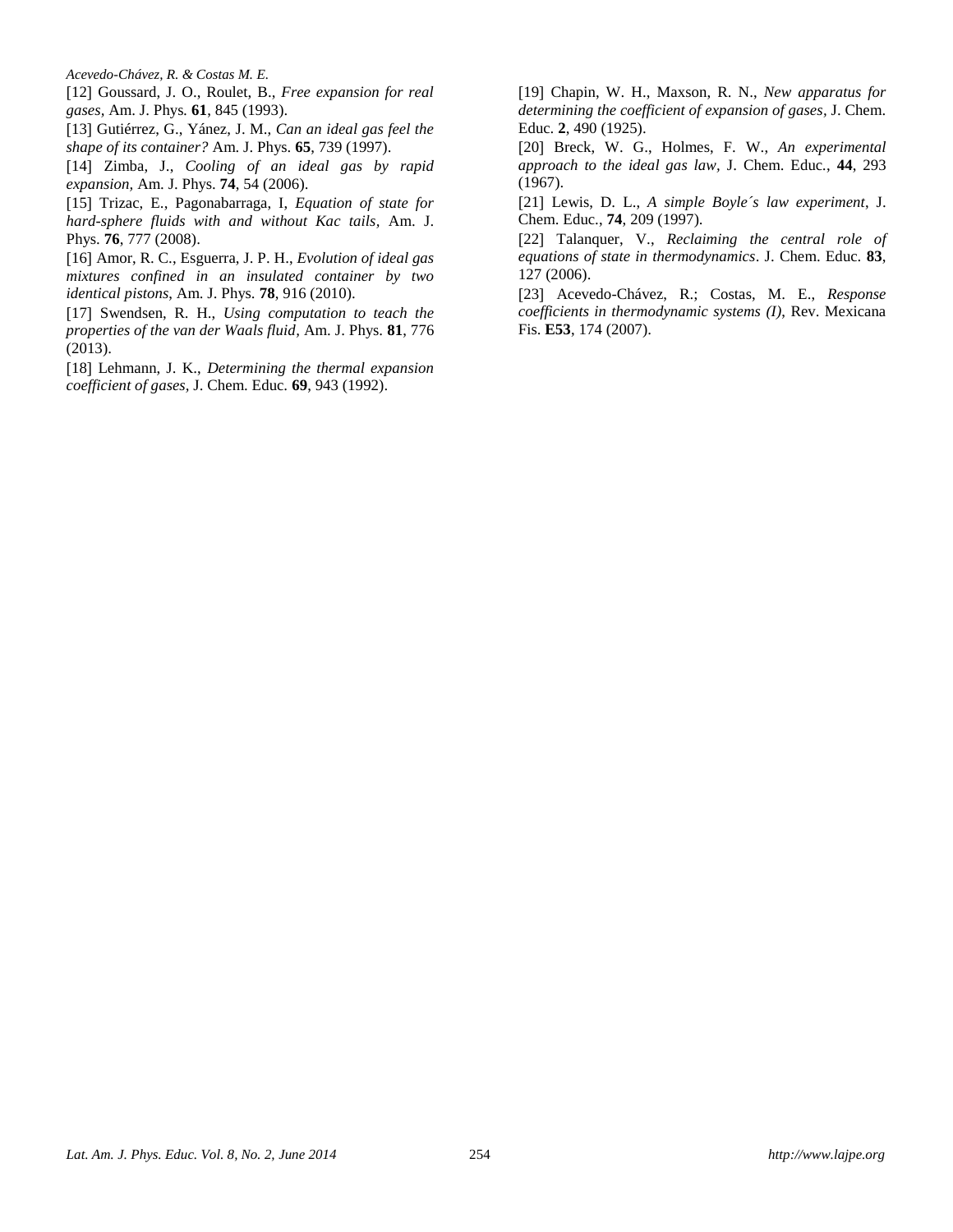[12] Goussard, J. O., Roulet, B., *Free expansion for real gases,* Am. J. Phys. **61**, 845 (1993).

[13] Gutiérrez, G., Yánez, J. M., *Can an ideal gas feel the shape of its container?* Am. J. Phys. **65**, 739 (1997).

[14] Zimba, J., *Cooling of an ideal gas by rapid expansion,* Am. J. Phys. **74**, 54 (2006).

[15] Trizac, E., Pagonabarraga, I, *Equation of state for hard-sphere fluids with and without Kac tails*, Am. J. Phys. **76**, 777 (2008).

[16] Amor, R. C., Esguerra, J. P. H., *Evolution of ideal gas mixtures confined in an insulated container by two identical pistons*, Am. J. Phys. **78**, 916 (2010).

[17] Swendsen, R. H., *Using computation to teach the properties of the van der Waals fluid*, Am. J. Phys. **81**, 776 (2013).

[18] Lehmann, J. K., *Determining the thermal expansion coefficient of gases*, J. Chem. Educ. **69**, 943 (1992).

[19] Chapin, W. H., Maxson, R. N., *New apparatus for determining the coefficient of expansion of gases,* J. Chem. Educ. **2**, 490 (1925).

[20] Breck, W. G., Holmes, F. W., *An experimental approach to the ideal gas law,* J. Chem. Educ., **44**, 293 (1967).

[21] Lewis, D. L., *A simple Boyle´s law experiment*, J. Chem. Educ., **74**, 209 (1997).

[22] Talanquer, V., *Reclaiming the central role of equations of state in thermodynamics*. J. Chem. Educ. **83**, 127 (2006).

[23] Acevedo-Chávez, R.; Costas, M. E., *Response coefficients in thermodynamic systems (I)*, Rev. Mexicana Fis. **E53**, 174 (2007).